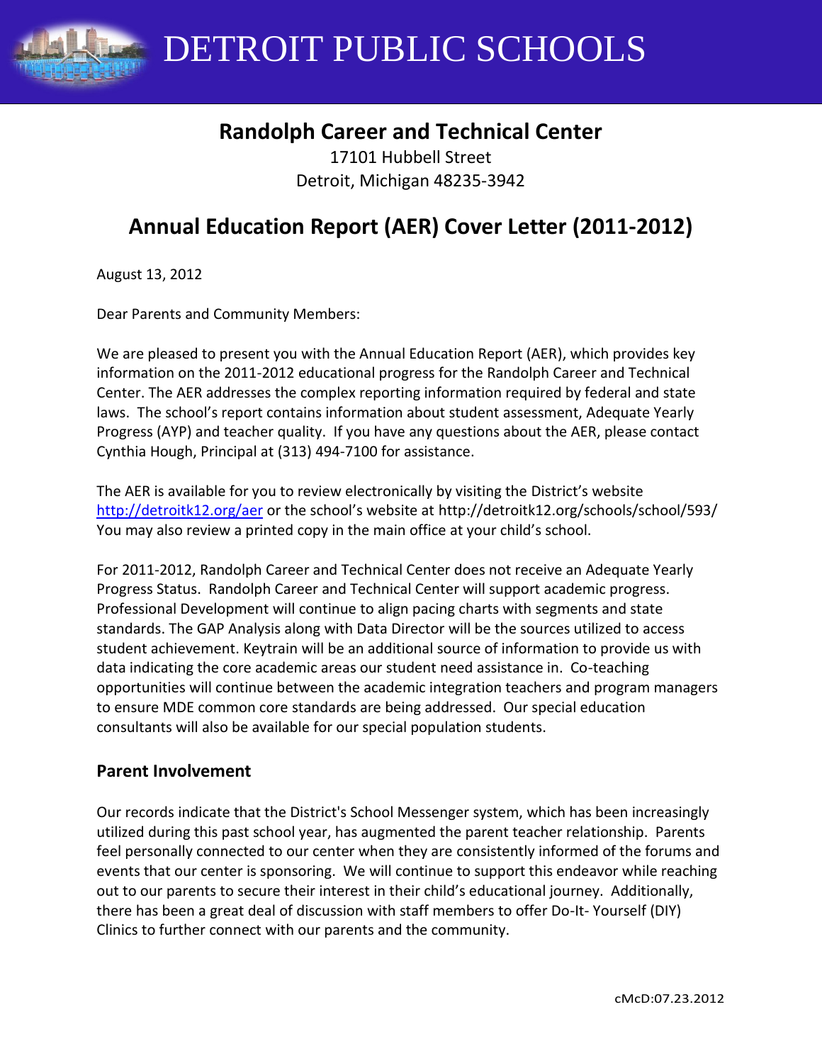# DETROIT PUBLIC SCHOOLS

## Randolph Career and Technical Center

17101 Hubbell Street
Detroit, Michigan 48235-3942

## Annual Education Report (AER) Cover Letter (2011-2012)

August 13, 2012

Dear Parents and Community Members:

We are pleased to present you with the Annual Education Report (AER), which provides key information on the 2011-2012 educational progress for the Randolph Career and Technical Center. The AER addresses the complex reporting information required by federal and state laws. The school's report contains information about student assessment, Adequate Yearly Progress (AYP) and teacher quality. If you have any questions about the AER, please contact Cynthia Hough, Principal at (313) 494-7100 for assistance.

The AER is available for you to review electronically by visiting the District's website http://detroitk12.org/aer or the school's website at http://detroitk12.org/schools/school/593/ You may also review a printed copy in the main office at your child's school.

For 2011-2012, Randolph Career and Technical Center does not receive an Adequate Yearly Progress Status. Randolph Career and Technical Center will support academic progress. Professional Development will continue to align pacing charts with segments and state standards. The GAP Analysis along with Data Director will be the sources utilized to access student achievement. Keytrain will be an additional source of information to provide us with data indicating the core academic areas our student need assistance in. Co-teaching opportunities will continue between the academic integration teachers and program managers to ensure MDE common core standards are being addressed. Our special education consultants will also be available for our special population students.

### Parent Involvement

Our records indicate that the District's School Messenger system, which has been increasingly utilized during this past school year, has augmented the parent teacher relationship. Parents feel personally connected to our center when they are consistently informed of the forums and events that our center is sponsoring. We will continue to support this endeavor while reaching out to our parents to secure their interest in their child's educational journey. Additionally, there has been a great deal of discussion with staff members to offer Do-It- Yourself (DIY) Clinics to further connect with our parents and the community.

cMcD:07.23.2012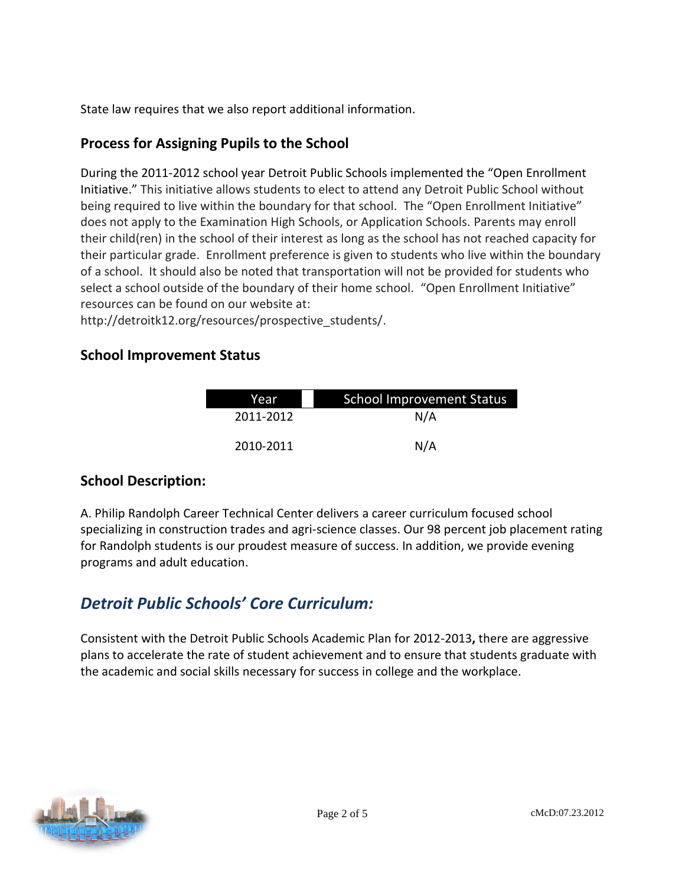State law requires that we also report additional information.

## Process for Assigning Pupils to the School

During the 2011-2012 school year Detroit Public Schools implemented the "Open Enrollment Initiative." This initiative allows students to elect to attend any Detroit Public School without being required to live within the boundary for that school. The "Open Enrollment Initiative" does not apply to the Examination High Schools, or Application Schools. Parents may enroll their child(ren) in the school of their interest as long as the school has not reached capacity for their particular grade. Enrollment preference is given to students who live within the boundary of a school. It should also be noted that transportation will not be provided for students who select a school outside of the boundary of their home school. "Open Enrollment Initiative" resources can be found on our website at: http://detroitk12.org/resources/prospective_students/.

## School Improvement Status

| Year | School Improvement Status |
|---|---|
| 2011-2012 | N/A |
| 2010-2011 | N/A |

## School Description:

A. Philip Randolph Career Technical Center delivers a career curriculum focused school specializing in construction trades and agri-science classes. Our 98 percent job placement rating for Randolph students is our proudest measure of success. In addition, we provide evening programs and adult education.

## *Detroit Public Schools' Core Curriculum:*

Consistent with the Detroit Public Schools Academic Plan for 2012-2013**,** there are aggressive plans to accelerate the rate of student achievement and to ensure that students graduate with the academic and social skills necessary for success in college and the workplace.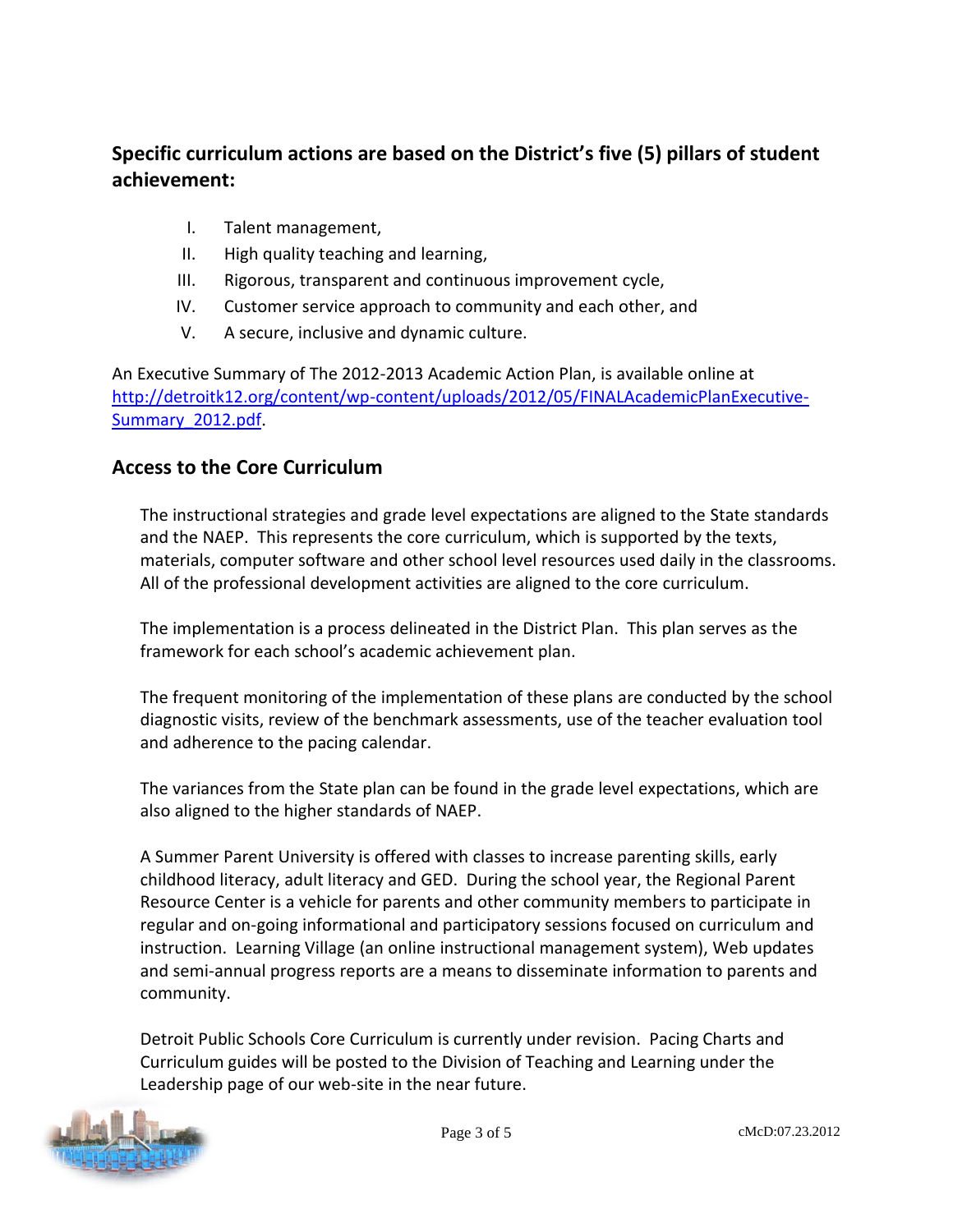## Specific curriculum actions are based on the District's five (5) pillars of student achievement:

I. Talent management,
II. High quality teaching and learning,
III. Rigorous, transparent and continuous improvement cycle,
IV. Customer service approach to community and each other, and
V. A secure, inclusive and dynamic culture.

An Executive Summary of The 2012-2013 Academic Action Plan, is available online at [http://detroitk12.org/content/wp-content/uploads/2012/05/FINALAcademicPlanExecutive-Summary_2012.pdf](http://detroitk12.org/content/wp-content/uploads/2012/05/FINALAcademicPlanExecutive-Summary_2012.pdf).

## Access to the Core Curriculum

The instructional strategies and grade level expectations are aligned to the State standards and the NAEP. This represents the core curriculum, which is supported by the texts, materials, computer software and other school level resources used daily in the classrooms. All of the professional development activities are aligned to the core curriculum.

The implementation is a process delineated in the District Plan. This plan serves as the framework for each school's academic achievement plan.

The frequent monitoring of the implementation of these plans are conducted by the school diagnostic visits, review of the benchmark assessments, use of the teacher evaluation tool and adherence to the pacing calendar.

The variances from the State plan can be found in the grade level expectations, which are also aligned to the higher standards of NAEP.

A Summer Parent University is offered with classes to increase parenting skills, early childhood literacy, adult literacy and GED. During the school year, the Regional Parent Resource Center is a vehicle for parents and other community members to participate in regular and on-going informational and participatory sessions focused on curriculum and instruction. Learning Village (an online instructional management system), Web updates and semi-annual progress reports are a means to disseminate information to parents and community.

Detroit Public Schools Core Curriculum is currently under revision. Pacing Charts and Curriculum guides will be posted to the Division of Teaching and Learning under the Leadership page of our web-site in the near future.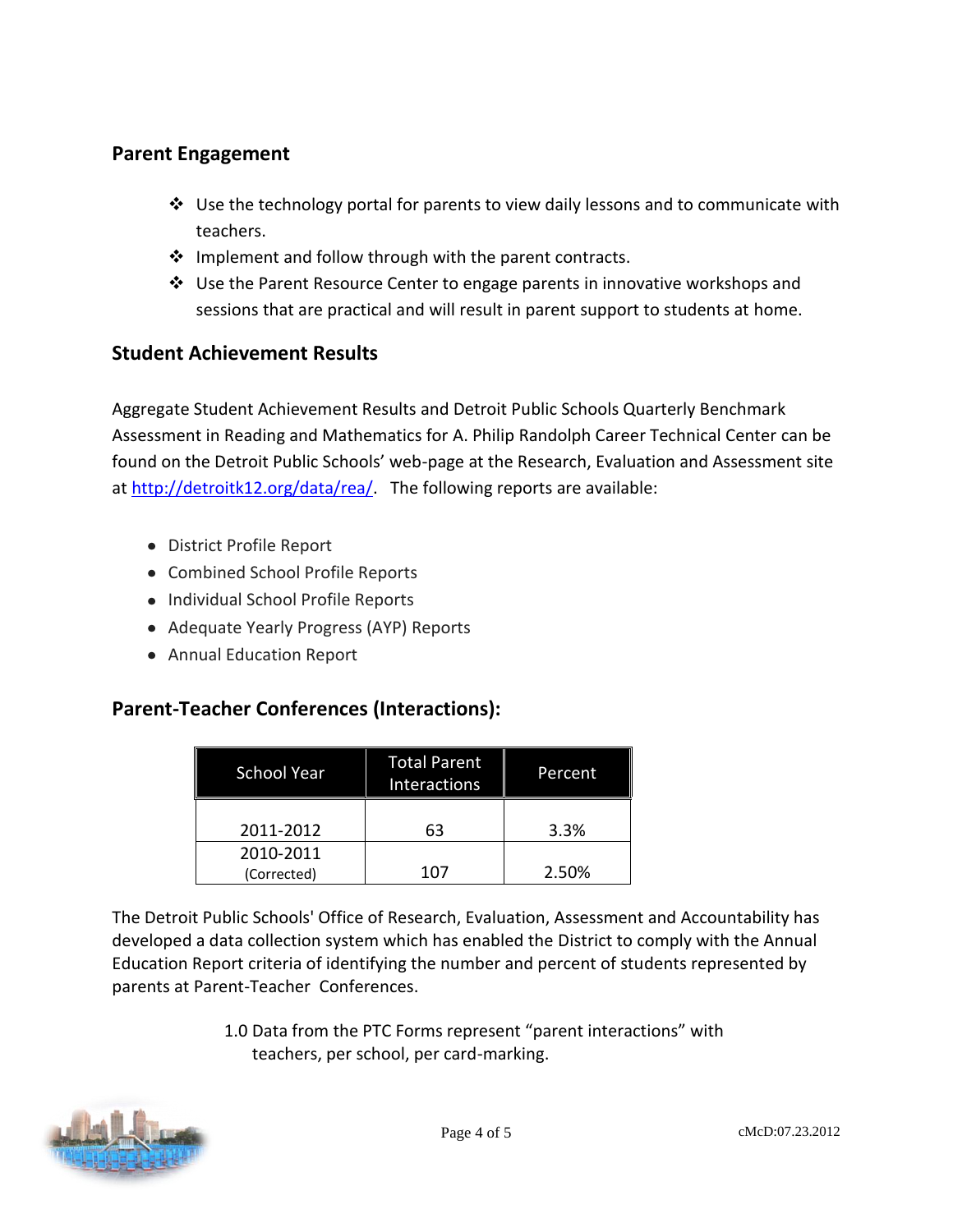## Parent Engagement

- Use the technology portal for parents to view daily lessons and to communicate with teachers.
- Implement and follow through with the parent contracts.
- Use the Parent Resource Center to engage parents in innovative workshops and sessions that are practical and will result in parent support to students at home.

## Student Achievement Results

Aggregate Student Achievement Results and Detroit Public Schools Quarterly Benchmark Assessment in Reading and Mathematics for A. Philip Randolph Career Technical Center can be found on the Detroit Public Schools' web-page at the Research, Evaluation and Assessment site at http://detroitk12.org/data/rea/. The following reports are available:

- District Profile Report
- Combined School Profile Reports
- Individual School Profile Reports
- Adequate Yearly Progress (AYP) Reports
- Annual Education Report

## Parent-Teacher Conferences (Interactions):

| School Year | Total Parent Interactions | Percent |
|---|---|---|
| 2011-2012 | 63 | 3.3% |
| 2010-2011 (Corrected) | 107 | 2.50% |

The Detroit Public Schools' Office of Research, Evaluation, Assessment and Accountability has developed a data collection system which has enabled the District to comply with the Annual Education Report criteria of identifying the number and percent of students represented by parents at Parent-Teacher Conferences.

1.0 Data from the PTC Forms represent "parent interactions" with teachers, per school, per card-marking.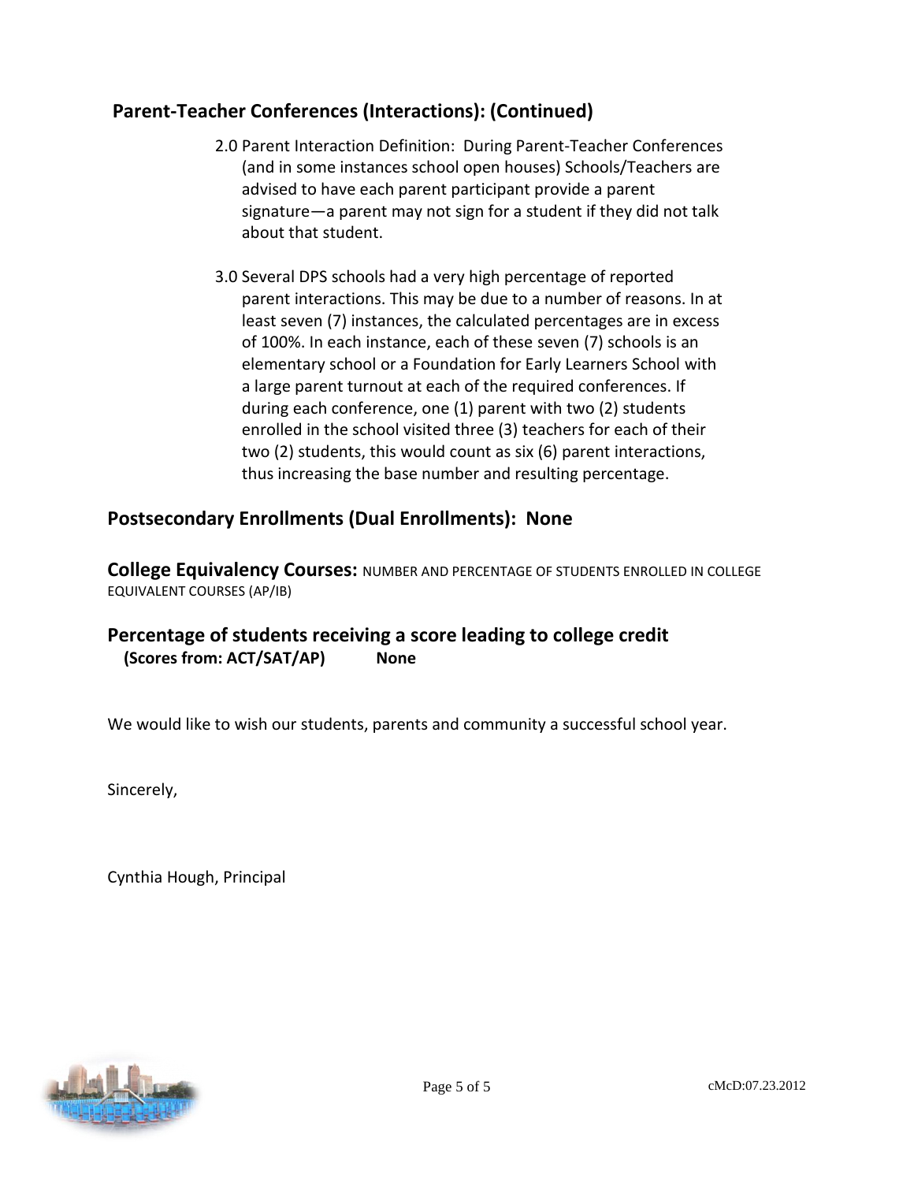## Parent-Teacher Conferences (Interactions): (Continued)

2.0 Parent Interaction Definition: During Parent-Teacher Conferences (and in some instances school open houses) Schools/Teachers are advised to have each parent participant provide a parent signature—a parent may not sign for a student if they did not talk about that student.

3.0 Several DPS schools had a very high percentage of reported parent interactions. This may be due to a number of reasons. In at least seven (7) instances, the calculated percentages are in excess of 100%. In each instance, each of these seven (7) schools is an elementary school or a Foundation for Early Learners School with a large parent turnout at each of the required conferences. If during each conference, one (1) parent with two (2) students enrolled in the school visited three (3) teachers for each of their two (2) students, this would count as six (6) parent interactions, thus increasing the base number and resulting percentage.

## Postsecondary Enrollments (Dual Enrollments): None

**College Equivalency Courses:** NUMBER AND PERCENTAGE OF STUDENTS ENROLLED IN COLLEGE EQUIVALENT COURSES (AP/IB)

## Percentage of students receiving a score leading to college credit

**(Scores from: ACT/SAT/AP) None**

We would like to wish our students, parents and community a successful school year.

Sincerely,

Cynthia Hough, Principal

cMcD:07.23.2012